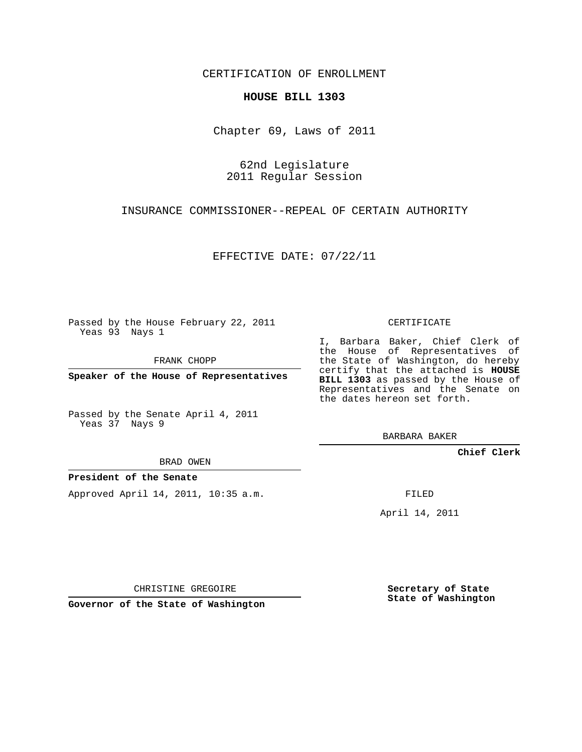CERTIFICATION OF ENROLLMENT

**HOUSE BILL 1303**

Chapter 69, Laws of 2011

62nd Legislature
2011 Regular Session

INSURANCE COMMISSIONER--REPEAL OF CERTAIN AUTHORITY

EFFECTIVE DATE: 07/22/11

Passed by the House February 22, 2011
Yeas 93 Nays 1

FRANK CHOPP

**Speaker of the House of Representatives**

Passed by the Senate April 4, 2011
Yeas 37 Nays 9

BRAD OWEN

**President of the Senate**

Approved April 14, 2011, 10:35 a.m.

CHRISTINE GREGOIRE

**Governor of the State of Washington**

CERTIFICATE

I, Barbara Baker, Chief Clerk of the House of Representatives of the State of Washington, do hereby certify that the attached is **HOUSE BILL 1303** as passed by the House of Representatives and the Senate on the dates hereon set forth.

BARBARA BAKER

**Chief Clerk**

FILED

April 14, 2011

**Secretary of State
State of Washington**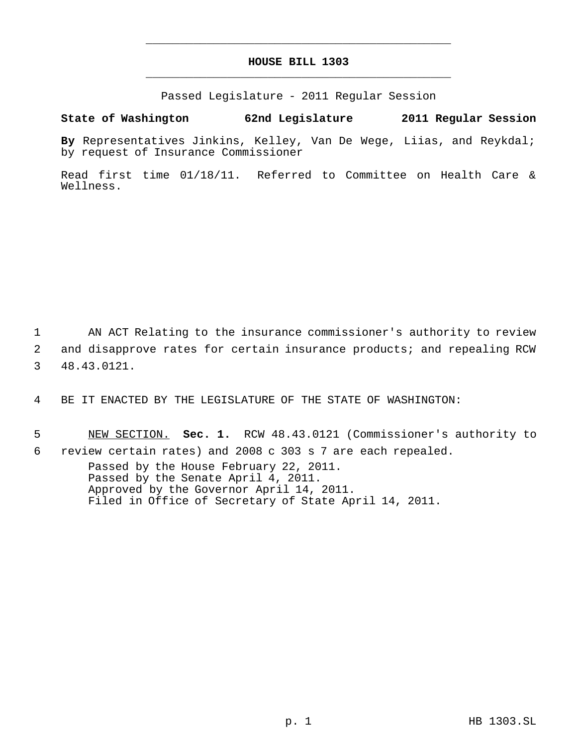# HOUSE BILL 1303

Passed Legislature - 2011 Regular Session

**State of Washington 62nd Legislature 2011 Regular Session**

**By** Representatives Jinkins, Kelley, Van De Wege, Liias, and Reykdal; by request of Insurance Commissioner

Read first time 01/18/11. Referred to Committee on Health Care & Wellness.

AN ACT Relating to the insurance commissioner's authority to review and disapprove rates for certain insurance products; and repealing RCW 48.43.0121.

BE IT ENACTED BY THE LEGISLATURE OF THE STATE OF WASHINGTON:

NEW SECTION. **Sec. 1.** RCW 48.43.0121 (Commissioner's authority to review certain rates) and 2008 c 303 s 7 are each repealed.

Passed by the House February 22, 2011.
Passed by the Senate April 4, 2011.
Approved by the Governor April 14, 2011.
Filed in Office of Secretary of State April 14, 2011.